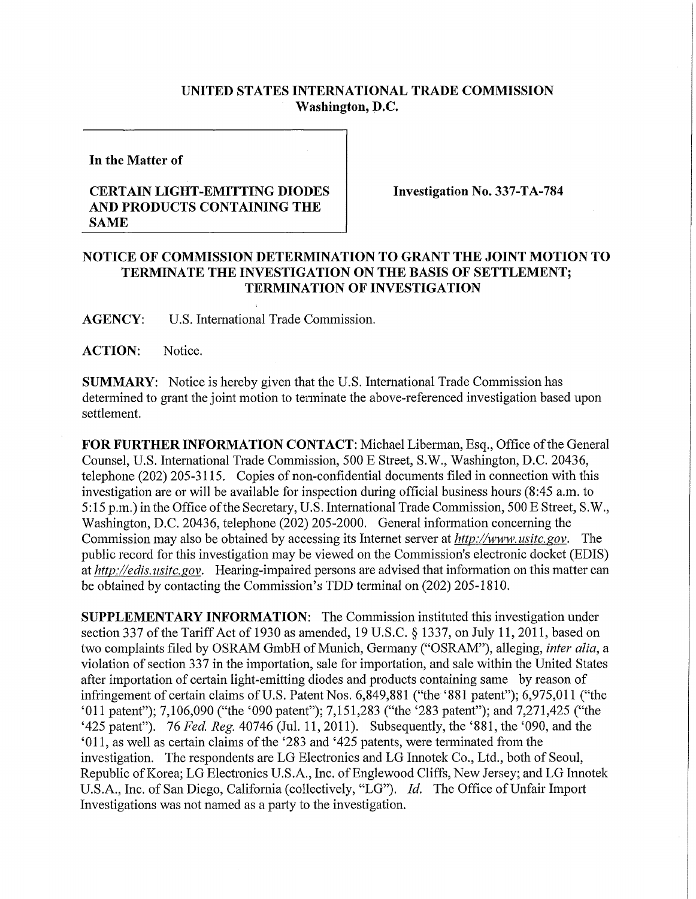**UNITED STATES INTERNATIONAL TRADE COMMISSION**
**Washington, D.C.**

**In the Matter of**

**CERTAIN LIGHT-EMITTING DIODES AND PRODUCTS CONTAINING THE SAME**

**Investigation No. 337-TA-784**

## NOTICE OF COMMISSION DETERMINATION TO GRANT THE JOINT MOTION TO TERMINATE THE INVESTIGATION ON THE BASIS OF SETTLEMENT; TERMINATION OF INVESTIGATION

**AGENCY:** U.S. International Trade Commission.

**ACTION:** Notice.

**SUMMARY:** Notice is hereby given that the U.S. International Trade Commission has determined to grant the joint motion to terminate the above-referenced investigation based upon settlement.

**FOR FURTHER INFORMATION CONTACT:** Michael Liberman, Esq., Office of the General Counsel, U.S. International Trade Commission, 500 E Street, S.W., Washington, D.C. 20436, telephone (202) 205-3115. Copies of non-confidential documents filed in connection with this investigation are or will be available for inspection during official business hours (8:45 a.m. to 5:15 p.m.) in the Office of the Secretary, U.S. International Trade Commission, 500 E Street, S.W., Washington, D.C. 20436, telephone (202) 205-2000. General information concerning the Commission may also be obtained by accessing its Internet server at *http://www.usitc.gov*. The public record for this investigation may be viewed on the Commission's electronic docket (EDIS) at *http://edis.usitc.gov*. Hearing-impaired persons are advised that information on this matter can be obtained by contacting the Commission's TDD terminal on (202) 205-1810.

**SUPPLEMENTARY INFORMATION:** The Commission instituted this investigation under section 337 of the Tariff Act of 1930 as amended, 19 U.S.C. § 1337, on July 11, 2011, based on two complaints filed by OSRAM GmbH of Munich, Germany ("OSRAM"), alleging, *inter alia*, a violation of section 337 in the importation, sale for importation, and sale within the United States after importation of certain light-emitting diodes and products containing same by reason of infringement of certain claims of U.S. Patent Nos. 6,849,881 ("the '881 patent"); 6,975,011 ("the '011 patent"); 7,106,090 ("the '090 patent"); 7,151,283 ("the '283 patent"); and 7,271,425 ("the '425 patent"). 76 *Fed. Reg.* 40746 (Jul. 11, 2011). Subsequently, the '881, the '090, and the '011, as well as certain claims of the '283 and '425 patents, were terminated from the investigation. The respondents are LG Electronics and LG Innotek Co., Ltd., both of Seoul, Republic of Korea; LG Electronics U.S.A., Inc. of Englewood Cliffs, New Jersey; and LG Innotek U.S.A., Inc. of San Diego, California (collectively, "LG"). *Id.* The Office of Unfair Import Investigations was not named as a party to the investigation.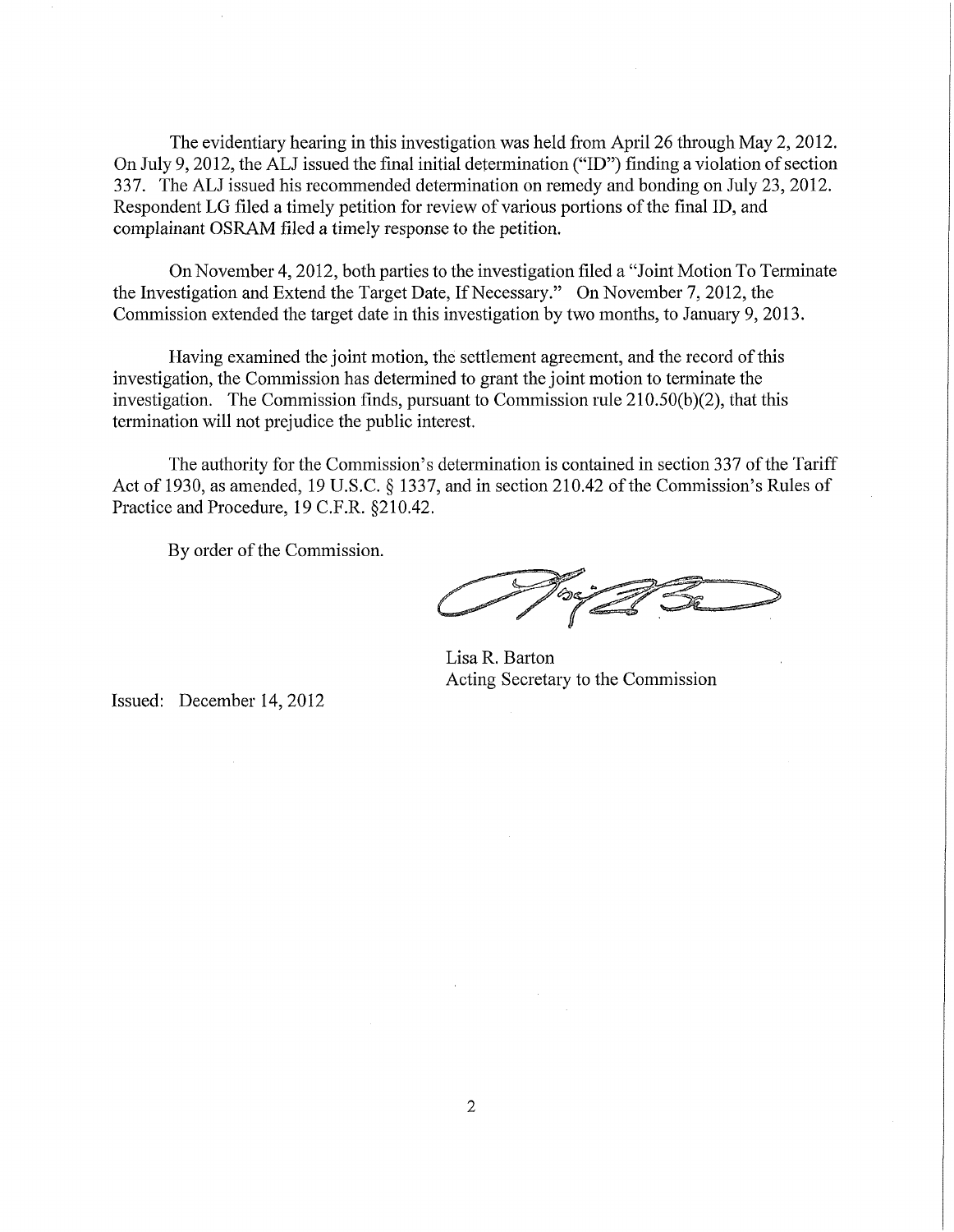The evidentiary hearing in this investigation was held from April 26 through May 2, 2012. On July 9, 2012, the ALJ issued the final initial determination ("ID") finding a violation of section 337. The ALJ issued his recommended determination on remedy and bonding on July 23, 2012. Respondent LG filed a timely petition for review of various portions of the final ID, and complainant OSRAM filed a timely response to the petition.

On November 4, 2012, both parties to the investigation filed a "Joint Motion To Terminate the Investigation and Extend the Target Date, If Necessary." On November 7, 2012, the Commission extended the target date in this investigation by two months, to January 9, 2013.

Having examined the joint motion, the settlement agreement, and the record of this investigation, the Commission has determined to grant the joint motion to terminate the investigation. The Commission finds, pursuant to Commission rule 210.50(b)(2), that this termination will not prejudice the public interest.

The authority for the Commission's determination is contained in section 337 of the Tariff Act of 1930, as amended, 19 U.S.C. § 1337, and in section 210.42 of the Commission's Rules of Practice and Procedure, 19 C.F.R. §210.42.

By order of the Commission.

Lisa R. Barton
Acting Secretary to the Commission

Issued: December 14, 2012